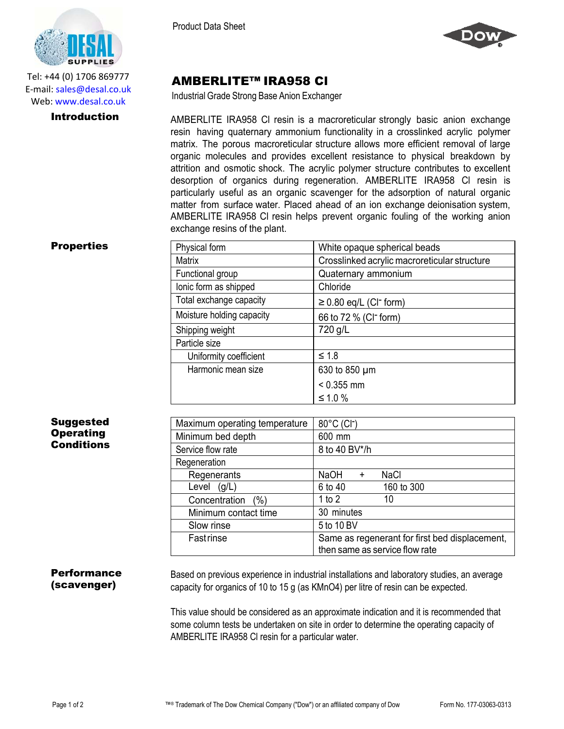Tel: +44 (0) 1706 869777
E-mail: sales@desal.co.uk
Web: www.desal.co.uk

Product Data Sheet

# AMBERLITE™ IRA958 Cl

Industrial Grade Strong Base Anion Exchanger

## Introduction

AMBERLITE IRA958 Cl resin is a macroreticular strongly basic anion exchange resin having quaternary ammonium functionality in a crosslinked acrylic polymer matrix. The porous macroreticular structure allows more efficient removal of large organic molecules and provides excellent resistance to physical breakdown by attrition and osmotic shock. The acrylic polymer structure contributes to excellent desorption of organics during regeneration. AMBERLITE IRA958 Cl resin is particularly useful as an organic scavenger for the adsorption of natural organic matter from surface water. Placed ahead of an ion exchange deionisation system, AMBERLITE IRA958 Cl resin helps prevent organic fouling of the working anion exchange resins of the plant.

## Properties

| | |
|---|---|
| Physical form | White opaque spherical beads |
| Matrix | Crosslinked acrylic macroreticular structure |
| Functional group | Quaternary ammonium |
| Ionic form as shipped | Chloride |
| Total exchange capacity | ≥ 0.80 eq/L ($Cl^-$ form) |
| Moisture holding capacity | 66 to 72 % ($Cl^-$ form) |
| Shipping weight | 720 g/L |
| Particle size | |
| Uniformity coefficient | ≤ 1.8 |
| Harmonic mean size | 630 to 850 µm |
| | < 0.355 mm |
| | ≤ 1.0 % |

## Suggested Operating Conditions

| | | |
|---|---|---|
| Maximum operating temperature | 80°C ($Cl^-$) | |
| Minimum bed depth | 600 mm | |
| Service flow rate | 8 to 40 BV*/h | |
| Regeneration | | |
| Regenerants | NaOH + | NaCl |
| Level (g/L) | 6 to 40 | 160 to 300 |
| Concentration (%) | 1 to 2 | 10 |
| Minimum contact time | 30 minutes | |
| Slow rinse | 5 to 10 BV | |
| Fast rinse | Same as regenerant for first bed displacement, then same as service flow rate | |

## Performance (scavenger)

Based on previous experience in industrial installations and laboratory studies, an average capacity for organics of 10 to 15 g (as $KMnO_4$) per litre of resin can be expected.

This value should be considered as an approximate indication and it is recommended that some column tests be undertaken on site in order to determine the operating capacity of AMBERLITE IRA958 Cl resin for a particular water.

™® Trademark of The Dow Chemical Company ("Dow") or an affiliated company of Dow

Form No. 177-03063-0313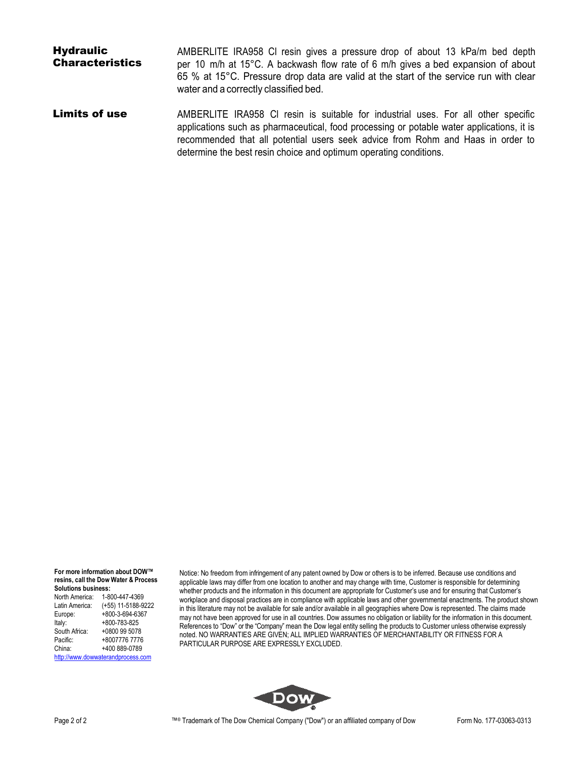## Hydraulic Characteristics

AMBERLITE IRA958 Cl resin gives a pressure drop of about 13 kPa/m bed depth per 10 m/h at 15°C. A backwash flow rate of 6 m/h gives a bed expansion of about 65 % at 15°C. Pressure drop data are valid at the start of the service run with clear water and a correctly classified bed.

## Limits of use

AMBERLITE IRA958 Cl resin is suitable for industrial uses. For all other specific applications such as pharmaceutical, food processing or potable water applications, it is recommended that all potential users seek advice from Rohm and Haas in order to determine the best resin choice and optimum operating conditions.

**For more information about DOW™ resins, call the Dow Water & Process Solutions business:**

| | |
|---|---|
| North America: | 1-800-447-4369 |
| Latin America: | (+55) 11-5188-9222 |
| Europe: | +800-3-694-6367 |
| Italy: | +800-783-825 |
| South Africa: | +0800 99 5078 |
| Pacific: | +8007776 7776 |
| China: | +400 889-0789 |

http://www.dowwaterandprocess.com

Notice: No freedom from infringement of any patent owned by Dow or others is to be inferred. Because use conditions and applicable laws may differ from one location to another and may change with time, Customer is responsible for determining whether products and the information in this document are appropriate for Customer's use and for ensuring that Customer's workplace and disposal practices are in compliance with applicable laws and other governmental enactments. The product shown in this literature may not be available for sale and/or available in all geographies where Dow is represented. The claims made may not have been approved for use in all countries. Dow assumes no obligation or liability for the information in this document. References to "Dow" or the "Company" mean the Dow legal entity selling the products to Customer unless otherwise expressly noted. NO WARRANTIES ARE GIVEN; ALL IMPLIED WARRANTIES OF MERCHANTABILITY OR FITNESS FOR A PARTICULAR PURPOSE ARE EXPRESSLY EXCLUDED.

™® Trademark of The Dow Chemical Company ("Dow") or an affiliated company of Dow

Form No. 177-03063-0313